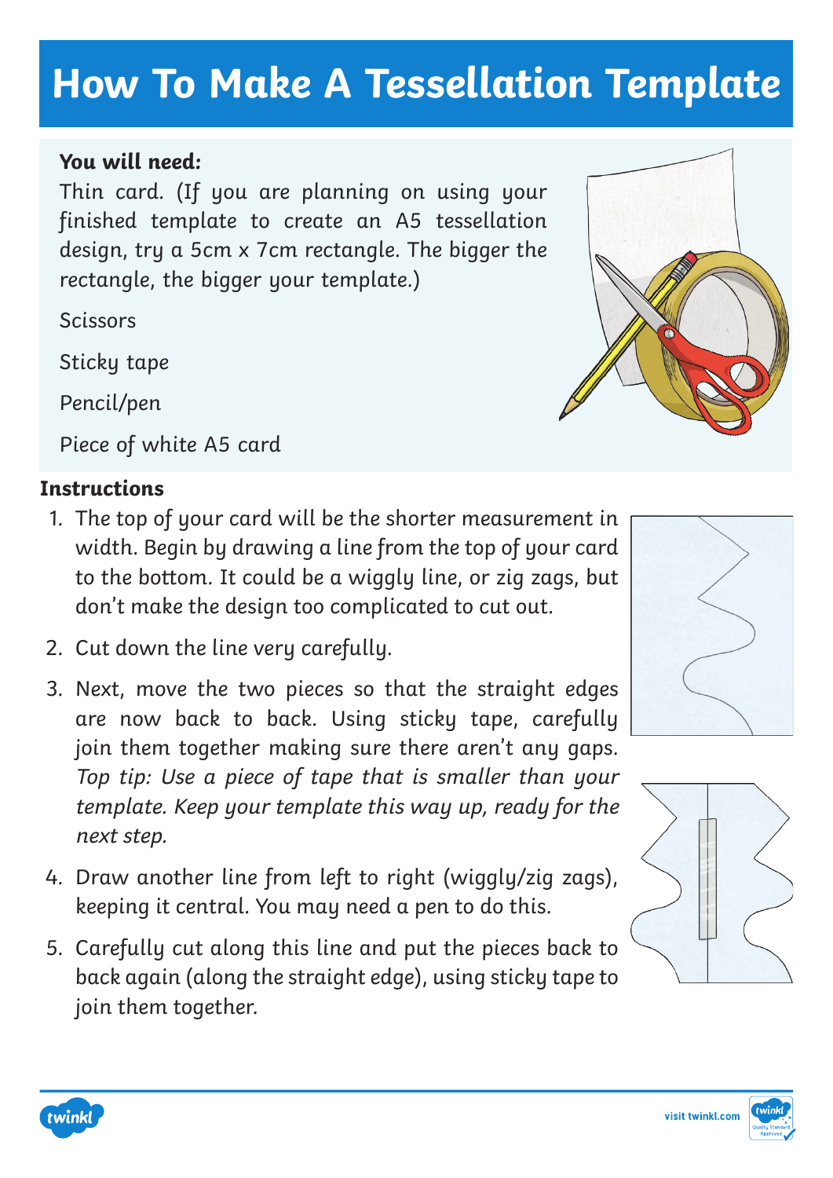# How To Make A Tessellation Template

**You will need:**

Thin card. (If you are planning on using your finished template to create an A5 tessellation design, try a 5cm x 7cm rectangle. The bigger the rectangle, the bigger your template.)

Scissors

Sticky tape

Pencil/pen

Piece of white A5 card

**Instructions**

1. The top of your card will be the shorter measurement in width. Begin by drawing a line from the top of your card to the bottom. It could be a wiggly line, or zig zags, but don't make the design too complicated to cut out.
2. Cut down the line very carefully.
3. Next, move the two pieces so that the straight edges are now back to back. Using sticky tape, carefully join them together making sure there aren't any gaps. *Top tip: Use a piece of tape that is smaller than your template. Keep your template this way up, ready for the next step.*
4. Draw another line from left to right (wiggly/zig zags), keeping it central. You may need a pen to do this.
5. Carefully cut along this line and put the pieces back to back again (along the straight edge), using sticky tape to join them together.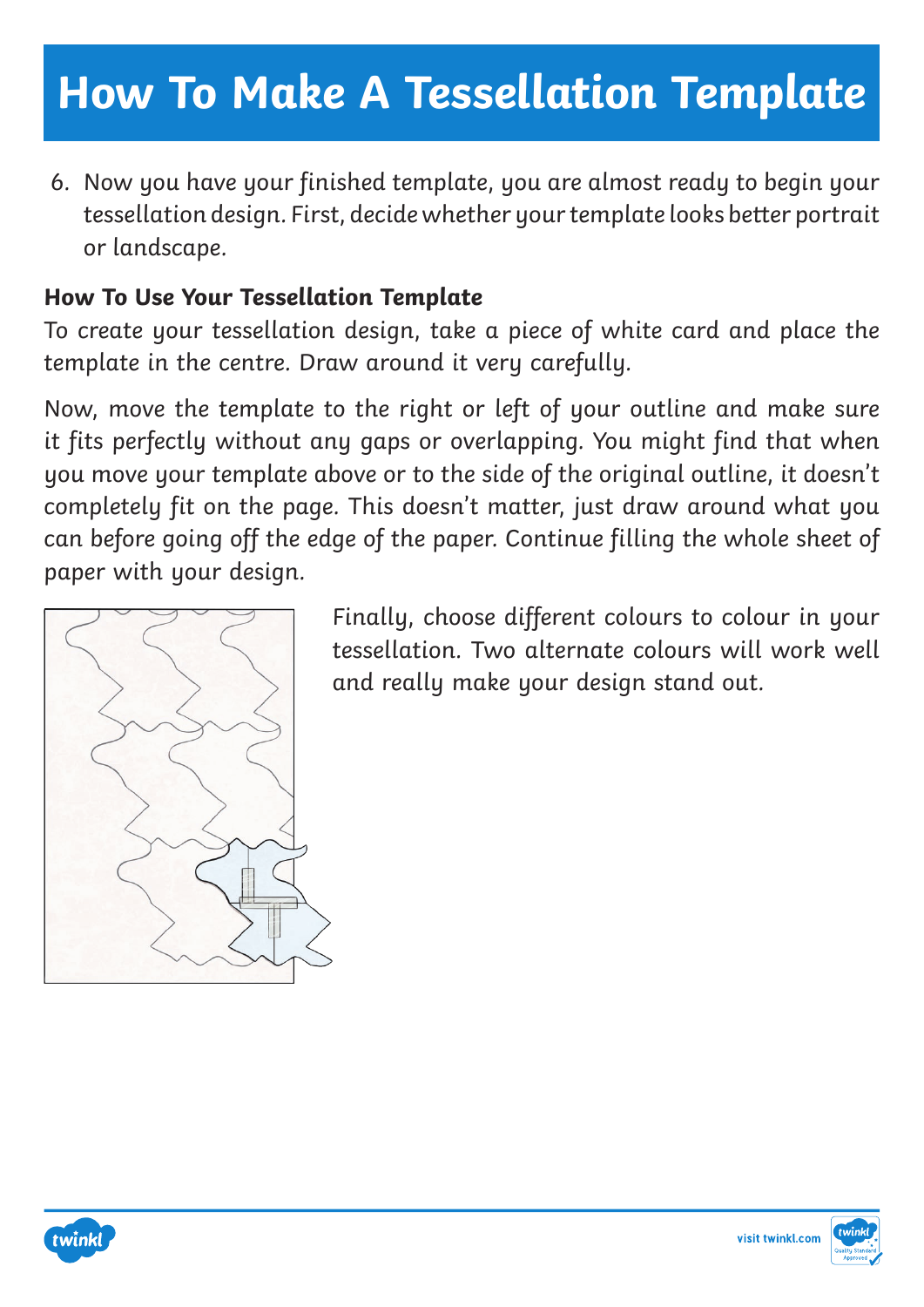# How To Make A Tessellation Template

6. Now you have your finished template, you are almost ready to begin your tessellation design. First, decide whether your template looks better portrait or landscape.

**How To Use Your Tessellation Template**

To create your tessellation design, take a piece of white card and place the template in the centre. Draw around it very carefully.

Now, move the template to the right or left of your outline and make sure it fits perfectly without any gaps or overlapping. You might find that when you move your template above or to the side of the original outline, it doesn't completely fit on the page. This doesn't matter, just draw around what you can before going off the edge of the paper. Continue filling the whole sheet of paper with your design.

Finally, choose different colours to colour in your tessellation. Two alternate colours will work well and really make your design stand out.